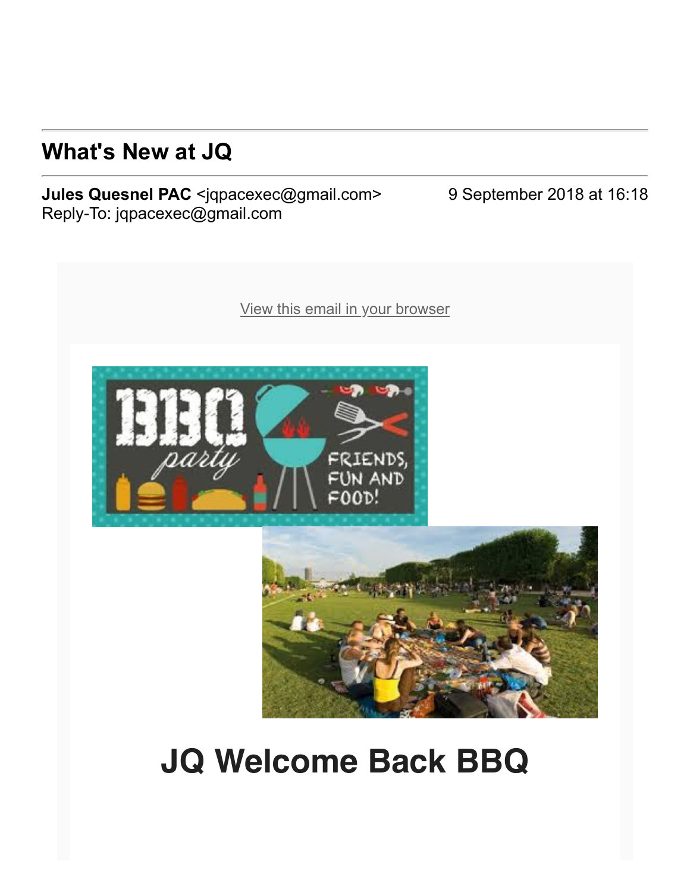# What's New at JQ

**Jules Quesnel PAC** <jqpacexec@gmail.com>
Reply-To: jqpacexec@gmail.com

9 September 2018 at 16:18

View this email in your browser

# JQ Welcome Back BBQ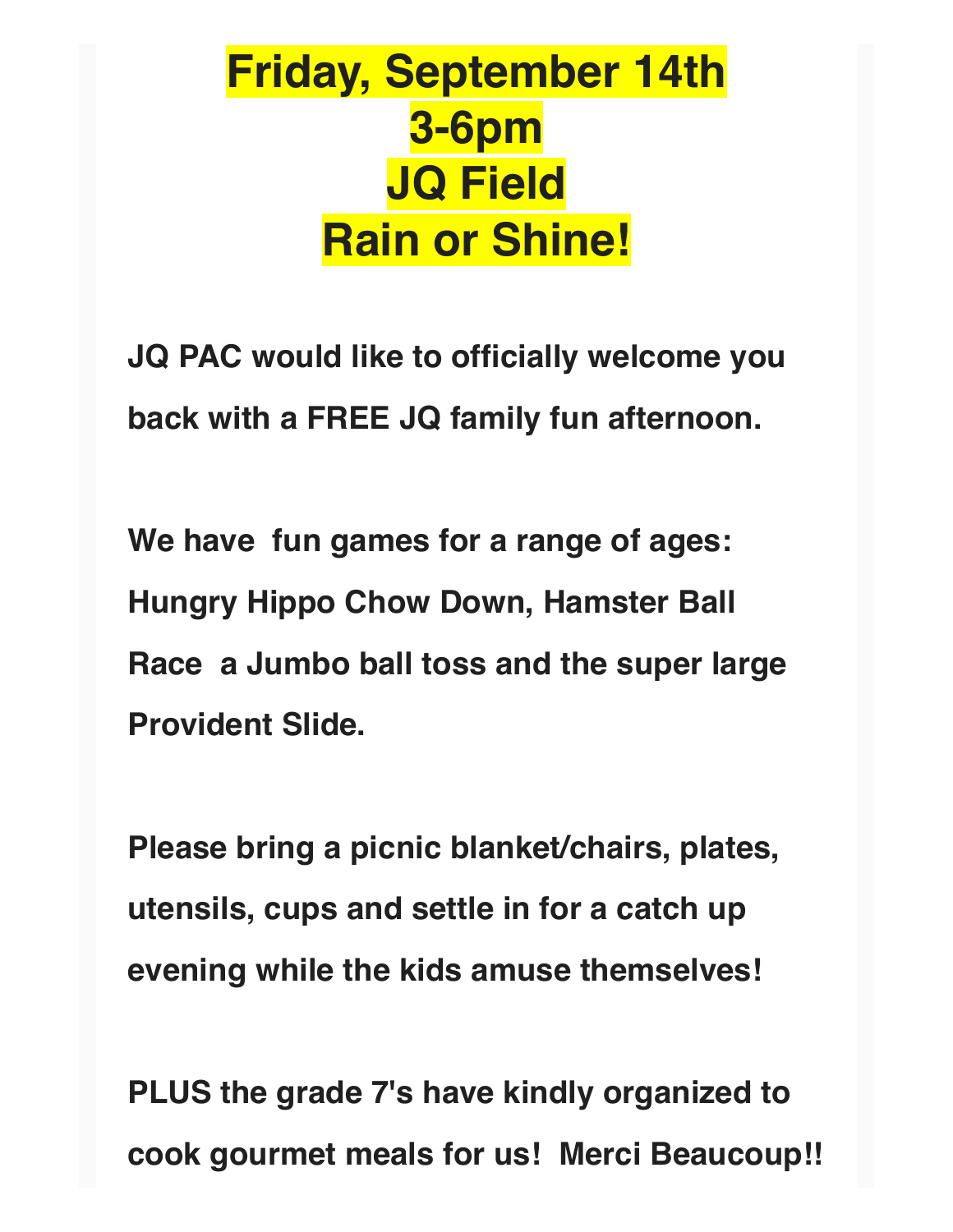**Friday, September 14th**
**3-6pm**
**JQ Field**
**Rain or Shine!**

**JQ PAC would like to officially welcome you back with a FREE JQ family fun afternoon.**

**We have fun games for a range of ages: Hungry Hippo Chow Down, Hamster Ball Race a Jumbo ball toss and the super large Provident Slide.**

**Please bring a picnic blanket/chairs, plates, utensils, cups and settle in for a catch up evening while the kids amuse themselves!**

**PLUS the grade 7's have kindly organized to cook gourmet meals for us! Merci Beaucoup!!**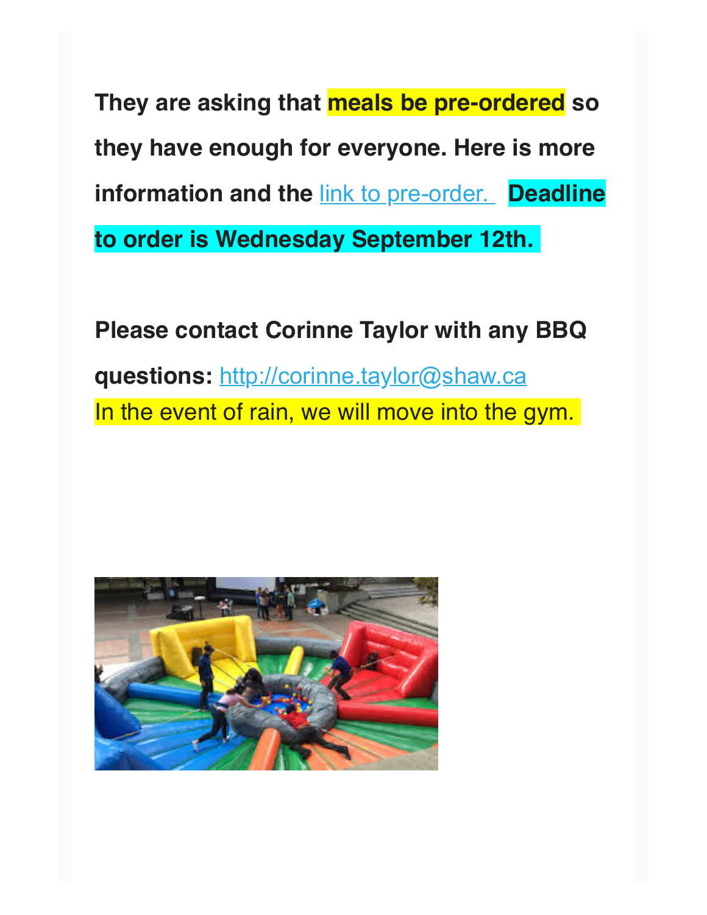**They are asking that meals be pre-ordered so they have enough for everyone. Here is more information and the link to pre-order. Deadline to order is Wednesday September 12th.**

**Please contact Corinne Taylor with any BBQ questions:** http://corinne.taylor@shaw.ca

In the event of rain, we will move into the gym.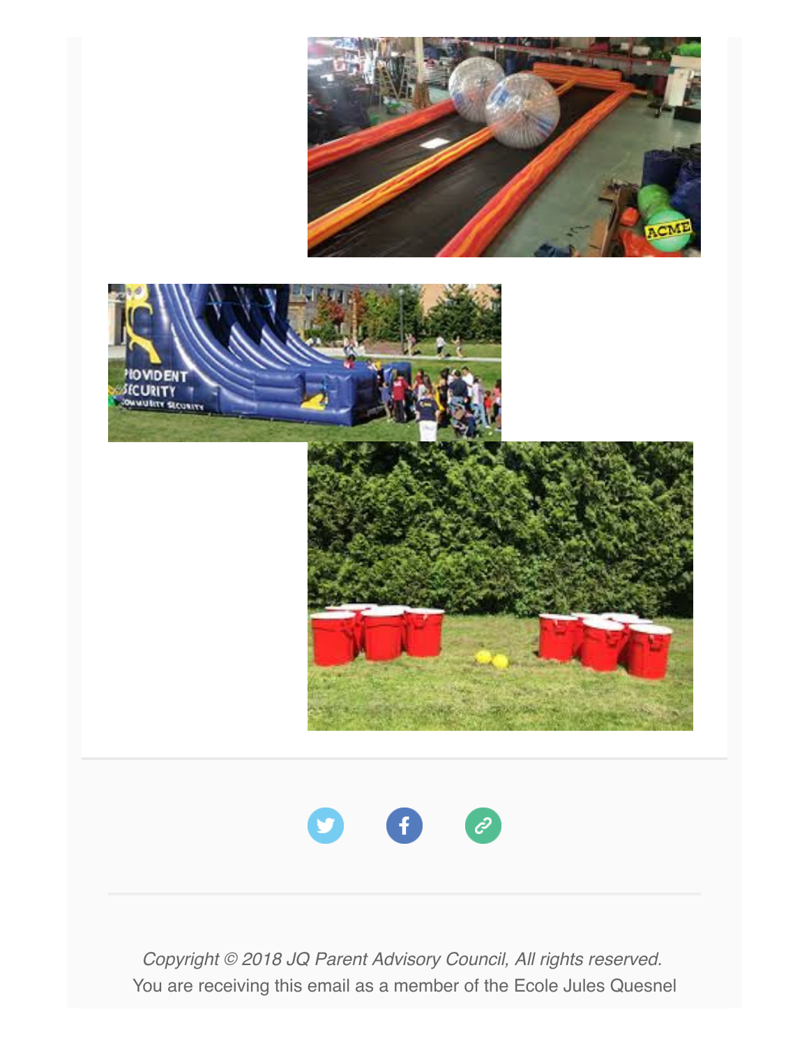*Copyright © 2018 JQ Parent Advisory Council, All rights reserved.*
You are receiving this email as a member of the Ecole Jules Quesnel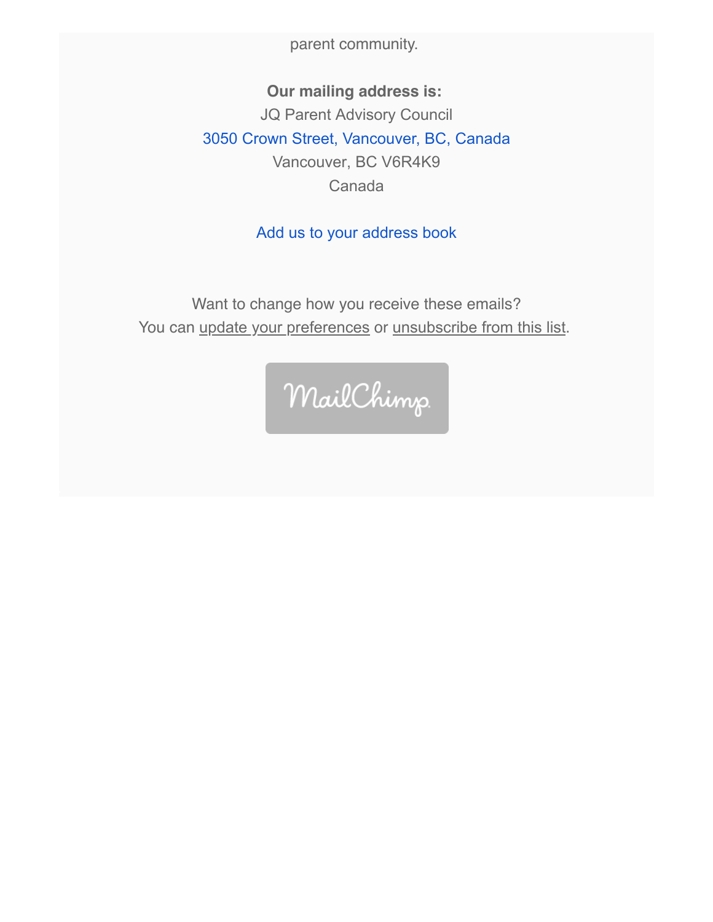parent community.

**Our mailing address is:**
JQ Parent Advisory Council
3050 Crown Street, Vancouver, BC, Canada
Vancouver, BC V6R4K9
Canada

Add us to your address book

Want to change how you receive these emails?
You can update your preferences or unsubscribe from this list.

MailChimp